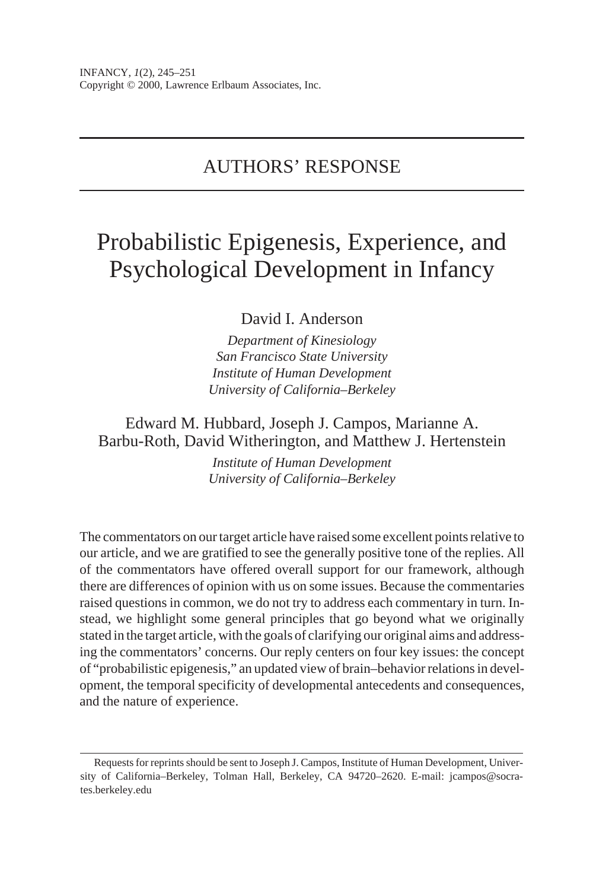## AUTHORS' RESPONSE

# Probabilistic Epigenesis, Experience, and Psychological Development in Infancy

David I. Anderson

*Department of Kinesiology*
*San Francisco State University*
*Institute of Human Development*
*University of California–Berkeley*

Edward M. Hubbard, Joseph J. Campos, Marianne A. Barbu-Roth, David Witherington, and Matthew J. Hertenstein

*Institute of Human Development*
*University of California–Berkeley*

The commentators on our target article have raised some excellent points relative to our article, and we are gratified to see the generally positive tone of the replies. All of the commentators have offered overall support for our framework, although there are differences of opinion with us on some issues. Because the commentaries raised questions in common, we do not try to address each commentary in turn. Instead, we highlight some general principles that go beyond what we originally stated in the target article, with the goals of clarifying our original aims and addressing the commentators' concerns. Our reply centers on four key issues: the concept of "probabilistic epigenesis," an updated view of brain–behavior relations in development, the temporal specificity of developmental antecedents and consequences, and the nature of experience.

Requests for reprints should be sent to Joseph J. Campos, Institute of Human Development, University of California–Berkeley, Tolman Hall, Berkeley, CA 94720–2620. E-mail: jcampos@socrates.berkeley.edu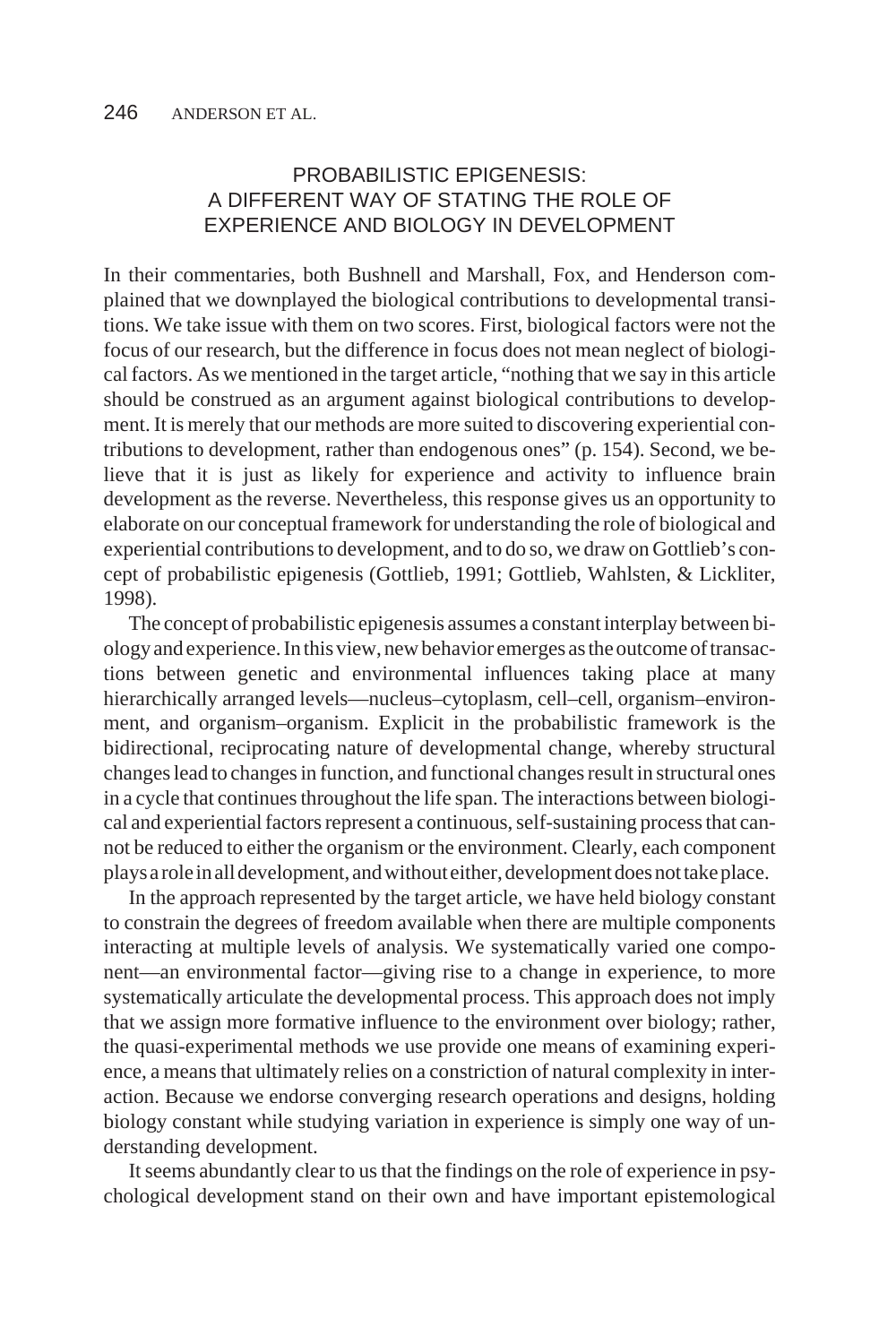## PROBABILISTIC EPIGENESIS: A DIFFERENT WAY OF STATING THE ROLE OF EXPERIENCE AND BIOLOGY IN DEVELOPMENT

In their commentaries, both Bushnell and Marshall, Fox, and Henderson complained that we downplayed the biological contributions to developmental transitions. We take issue with them on two scores. First, biological factors were not the focus of our research, but the difference in focus does not mean neglect of biological factors. As we mentioned in the target article, "nothing that we say in this article should be construed as an argument against biological contributions to development. It is merely that our methods are more suited to discovering experiential contributions to development, rather than endogenous ones" (p. 154). Second, we believe that it is just as likely for experience and activity to influence brain development as the reverse. Nevertheless, this response gives us an opportunity to elaborate on our conceptual framework for understanding the role of biological and experiential contributions to development, and to do so, we draw on Gottlieb's concept of probabilistic epigenesis (Gottlieb, 1991; Gottlieb, Wahlsten, & Lickliter, 1998).

The concept of probabilistic epigenesis assumes a constant interplay between biology and experience. In this view, new behavior emerges as the outcome of transactions between genetic and environmental influences taking place at many hierarchically arranged levels—nucleus–cytoplasm, cell–cell, organism–environment, and organism–organism. Explicit in the probabilistic framework is the bidirectional, reciprocating nature of developmental change, whereby structural changes lead to changes in function, and functional changes result in structural ones in a cycle that continues throughout the life span. The interactions between biological and experiential factors represent a continuous, self-sustaining process that cannot be reduced to either the organism or the environment. Clearly, each component plays a role in all development, and without either, development does not take place.

In the approach represented by the target article, we have held biology constant to constrain the degrees of freedom available when there are multiple components interacting at multiple levels of analysis. We systematically varied one component—an environmental factor—giving rise to a change in experience, to more systematically articulate the developmental process. This approach does not imply that we assign more formative influence to the environment over biology; rather, the quasi-experimental methods we use provide one means of examining experience, a means that ultimately relies on a constriction of natural complexity in interaction. Because we endorse converging research operations and designs, holding biology constant while studying variation in experience is simply one way of understanding development.

It seems abundantly clear to us that the findings on the role of experience in psychological development stand on their own and have important epistemological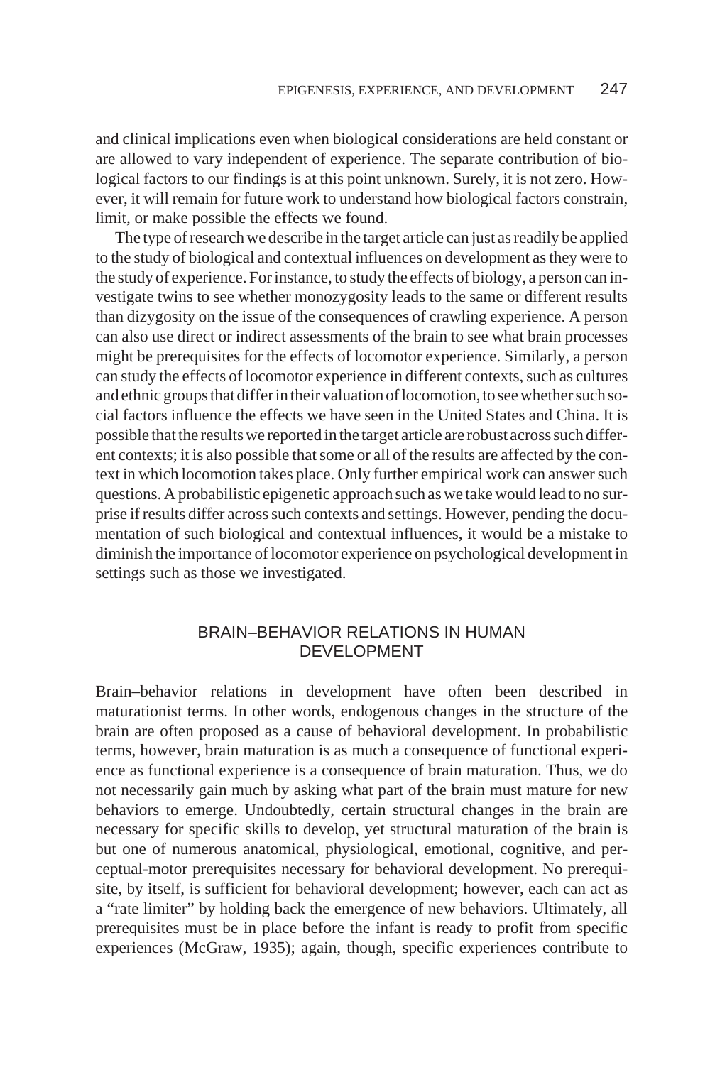and clinical implications even when biological considerations are held constant or are allowed to vary independent of experience. The separate contribution of biological factors to our findings is at this point unknown. Surely, it is not zero. However, it will remain for future work to understand how biological factors constrain, limit, or make possible the effects we found.

The type of research we describe in the target article can just as readily be applied to the study of biological and contextual influences on development as they were to the study of experience. For instance, to study the effects of biology, a person can investigate twins to see whether monozygosity leads to the same or different results than dizygosity on the issue of the consequences of crawling experience. A person can also use direct or indirect assessments of the brain to see what brain processes might be prerequisites for the effects of locomotor experience. Similarly, a person can study the effects of locomotor experience in different contexts, such as cultures and ethnic groups that differ in their valuation of locomotion, to see whether such social factors influence the effects we have seen in the United States and China. It is possible that the results we reported in the target article are robust across such different contexts; it is also possible that some or all of the results are affected by the context in which locomotion takes place. Only further empirical work can answer such questions. A probabilistic epigenetic approach such as we take would lead to no surprise if results differ across such contexts and settings. However, pending the documentation of such biological and contextual influences, it would be a mistake to diminish the importance of locomotor experience on psychological development in settings such as those we investigated.

## BRAIN–BEHAVIOR RELATIONS IN HUMAN DEVELOPMENT

Brain–behavior relations in development have often been described in maturationist terms. In other words, endogenous changes in the structure of the brain are often proposed as a cause of behavioral development. In probabilistic terms, however, brain maturation is as much a consequence of functional experience as functional experience is a consequence of brain maturation. Thus, we do not necessarily gain much by asking what part of the brain must mature for new behaviors to emerge. Undoubtedly, certain structural changes in the brain are necessary for specific skills to develop, yet structural maturation of the brain is but one of numerous anatomical, physiological, emotional, cognitive, and perceptual-motor prerequisites necessary for behavioral development. No prerequisite, by itself, is sufficient for behavioral development; however, each can act as a "rate limiter" by holding back the emergence of new behaviors. Ultimately, all prerequisites must be in place before the infant is ready to profit from specific experiences (McGraw, 1935); again, though, specific experiences contribute to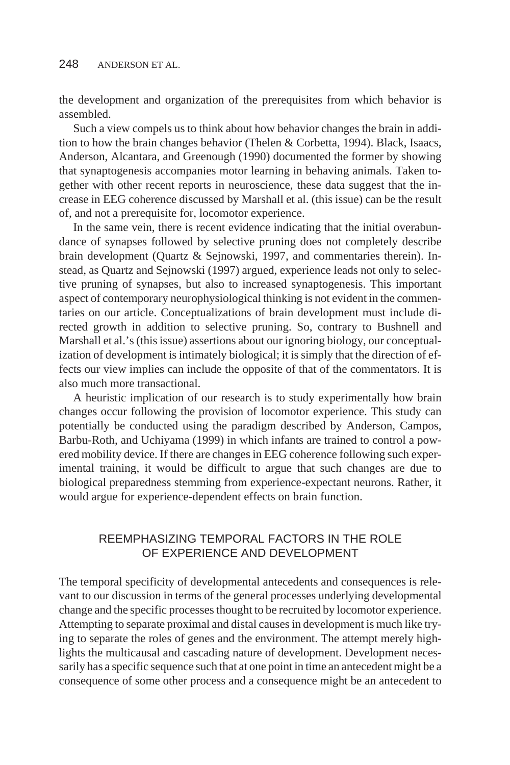the development and organization of the prerequisites from which behavior is assembled.

Such a view compels us to think about how behavior changes the brain in addition to how the brain changes behavior (Thelen & Corbetta, 1994). Black, Isaacs, Anderson, Alcantara, and Greenough (1990) documented the former by showing that synaptogenesis accompanies motor learning in behaving animals. Taken together with other recent reports in neuroscience, these data suggest that the increase in EEG coherence discussed by Marshall et al. (this issue) can be the result of, and not a prerequisite for, locomotor experience.

In the same vein, there is recent evidence indicating that the initial overabundance of synapses followed by selective pruning does not completely describe brain development (Quartz & Sejnowski, 1997, and commentaries therein). Instead, as Quartz and Sejnowski (1997) argued, experience leads not only to selective pruning of synapses, but also to increased synaptogenesis. This important aspect of contemporary neurophysiological thinking is not evident in the commentaries on our article. Conceptualizations of brain development must include directed growth in addition to selective pruning. So, contrary to Bushnell and Marshall et al.'s (this issue) assertions about our ignoring biology, our conceptualization of development is intimately biological; it is simply that the direction of effects our view implies can include the opposite of that of the commentators. It is also much more transactional.

A heuristic implication of our research is to study experimentally how brain changes occur following the provision of locomotor experience. This study can potentially be conducted using the paradigm described by Anderson, Campos, Barbu-Roth, and Uchiyama (1999) in which infants are trained to control a powered mobility device. If there are changes in EEG coherence following such experimental training, it would be difficult to argue that such changes are due to biological preparedness stemming from experience-expectant neurons. Rather, it would argue for experience-dependent effects on brain function.

## REEMPHASIZING TEMPORAL FACTORS IN THE ROLE OF EXPERIENCE AND DEVELOPMENT

The temporal specificity of developmental antecedents and consequences is relevant to our discussion in terms of the general processes underlying developmental change and the specific processes thought to be recruited by locomotor experience. Attempting to separate proximal and distal causes in development is much like trying to separate the roles of genes and the environment. The attempt merely highlights the multicausal and cascading nature of development. Development necessarily has a specific sequence such that at one point in time an antecedent might be a consequence of some other process and a consequence might be an antecedent to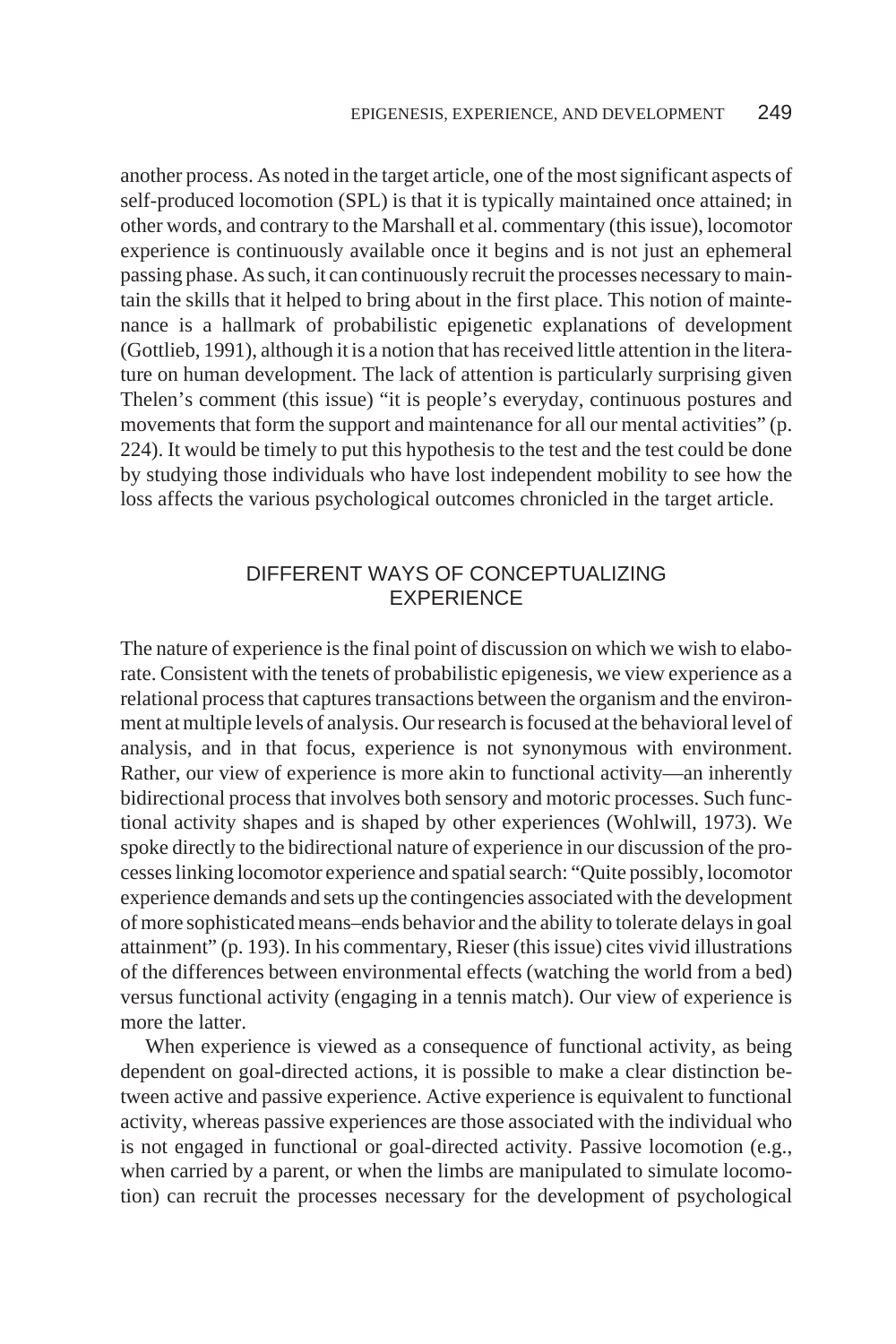another process. As noted in the target article, one of the most significant aspects of self-produced locomotion (SPL) is that it is typically maintained once attained; in other words, and contrary to the Marshall et al. commentary (this issue), locomotor experience is continuously available once it begins and is not just an ephemeral passing phase. As such, it can continuously recruit the processes necessary to maintain the skills that it helped to bring about in the first place. This notion of maintenance is a hallmark of probabilistic epigenetic explanations of development (Gottlieb, 1991), although it is a notion that has received little attention in the literature on human development. The lack of attention is particularly surprising given Thelen's comment (this issue) "it is people's everyday, continuous postures and movements that form the support and maintenance for all our mental activities" (p. 224). It would be timely to put this hypothesis to the test and the test could be done by studying those individuals who have lost independent mobility to see how the loss affects the various psychological outcomes chronicled in the target article.

## DIFFERENT WAYS OF CONCEPTUALIZING EXPERIENCE

The nature of experience is the final point of discussion on which we wish to elaborate. Consistent with the tenets of probabilistic epigenesis, we view experience as a relational process that captures transactions between the organism and the environment at multiple levels of analysis. Our research is focused at the behavioral level of analysis, and in that focus, experience is not synonymous with environment. Rather, our view of experience is more akin to functional activity—an inherently bidirectional process that involves both sensory and motoric processes. Such functional activity shapes and is shaped by other experiences (Wohlwill, 1973). We spoke directly to the bidirectional nature of experience in our discussion of the processes linking locomotor experience and spatial search: "Quite possibly, locomotor experience demands and sets up the contingencies associated with the development of more sophisticated means–ends behavior and the ability to tolerate delays in goal attainment" (p. 193). In his commentary, Rieser (this issue) cites vivid illustrations of the differences between environmental effects (watching the world from a bed) versus functional activity (engaging in a tennis match). Our view of experience is more the latter.

When experience is viewed as a consequence of functional activity, as being dependent on goal-directed actions, it is possible to make a clear distinction between active and passive experience. Active experience is equivalent to functional activity, whereas passive experiences are those associated with the individual who is not engaged in functional or goal-directed activity. Passive locomotion (e.g., when carried by a parent, or when the limbs are manipulated to simulate locomotion) can recruit the processes necessary for the development of psychological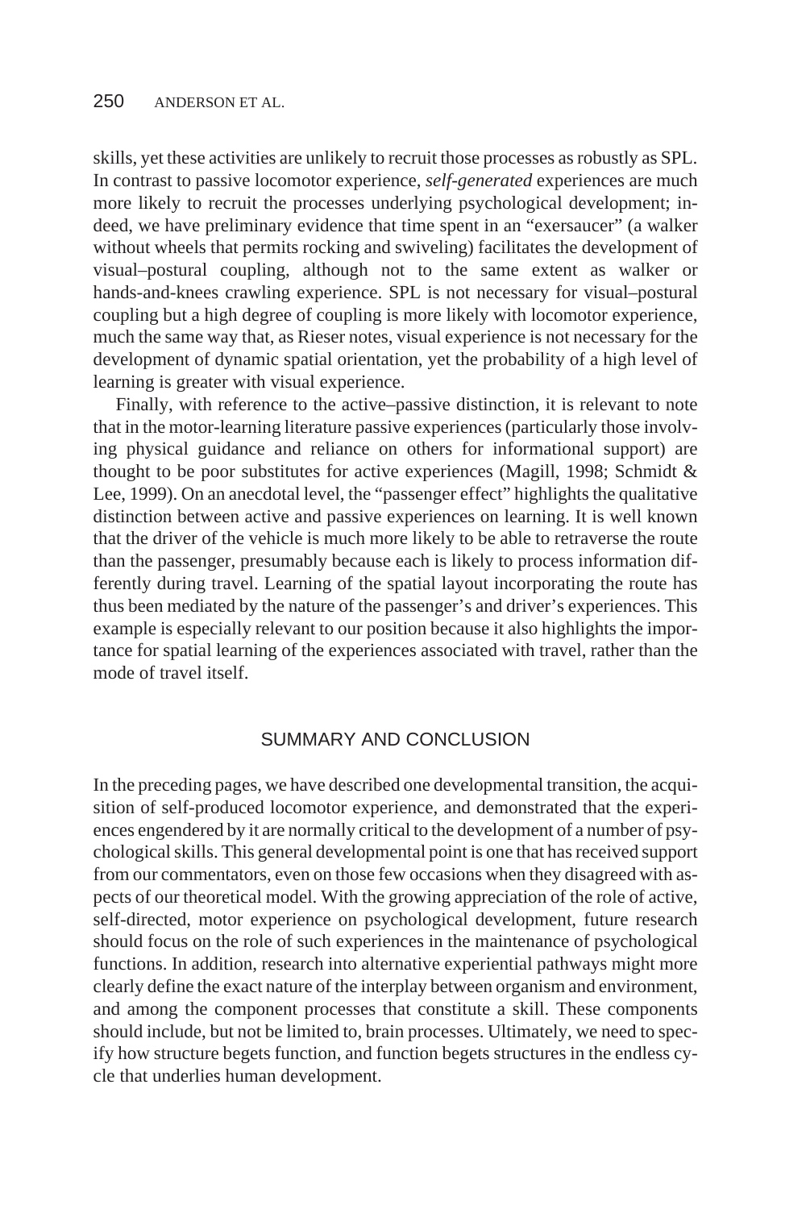skills, yet these activities are unlikely to recruit those processes as robustly as SPL. In contrast to passive locomotor experience, *self-generated* experiences are much more likely to recruit the processes underlying psychological development; indeed, we have preliminary evidence that time spent in an "exersaucer" (a walker without wheels that permits rocking and swiveling) facilitates the development of visual–postural coupling, although not to the same extent as walker or hands-and-knees crawling experience. SPL is not necessary for visual–postural coupling but a high degree of coupling is more likely with locomotor experience, much the same way that, as Rieser notes, visual experience is not necessary for the development of dynamic spatial orientation, yet the probability of a high level of learning is greater with visual experience.

Finally, with reference to the active–passive distinction, it is relevant to note that in the motor-learning literature passive experiences (particularly those involving physical guidance and reliance on others for informational support) are thought to be poor substitutes for active experiences (Magill, 1998; Schmidt & Lee, 1999). On an anecdotal level, the "passenger effect" highlights the qualitative distinction between active and passive experiences on learning. It is well known that the driver of the vehicle is much more likely to be able to retraverse the route than the passenger, presumably because each is likely to process information differently during travel. Learning of the spatial layout incorporating the route has thus been mediated by the nature of the passenger's and driver's experiences. This example is especially relevant to our position because it also highlights the importance for spatial learning of the experiences associated with travel, rather than the mode of travel itself.

## SUMMARY AND CONCLUSION

In the preceding pages, we have described one developmental transition, the acquisition of self-produced locomotor experience, and demonstrated that the experiences engendered by it are normally critical to the development of a number of psychological skills. This general developmental point is one that has received support from our commentators, even on those few occasions when they disagreed with aspects of our theoretical model. With the growing appreciation of the role of active, self-directed, motor experience on psychological development, future research should focus on the role of such experiences in the maintenance of psychological functions. In addition, research into alternative experiential pathways might more clearly define the exact nature of the interplay between organism and environment, and among the component processes that constitute a skill. These components should include, but not be limited to, brain processes. Ultimately, we need to specify how structure begets function, and function begets structures in the endless cycle that underlies human development.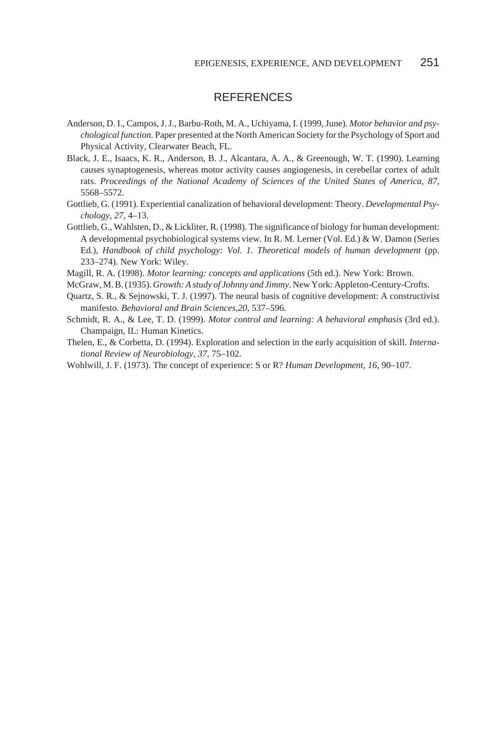## REFERENCES

Anderson, D. I., Campos, J. J., Barbu-Roth, M. A., Uchiyama, I. (1999, June). *Motor behavior and psychological function.* Paper presented at the North American Society for the Psychology of Sport and Physical Activity, Clearwater Beach, FL.

Black, J. E., Isaacs, K. R., Anderson, B. J., Alcantara, A. A., & Greenough, W. T. (1990). Learning causes synaptogenesis, whereas motor activity causes angiogenesis, in cerebellar cortex of adult rats. *Proceedings of the National Academy of Sciences of the United States of America, 87,* 5568–5572.

Gottlieb, G. (1991). Experiential canalization of behavioral development: Theory. *Developmental Psychology, 27,* 4–13.

Gottlieb, G., Wahlsten, D., & Lickliter, R. (1998). The significance of biology for human development: A developmental psychobiological systems view. In R. M. Lerner (Vol. Ed.) & W. Damon (Series Ed.), *Handbook of child psychology: Vol. 1. Theoretical models of human development* (pp. 233–274). New York: Wiley.

Magill, R. A. (1998). *Motor learning: concepts and applications* (5th ed.). New York: Brown.

McGraw, M. B. (1935). *Growth: A study of Johnny and Jimmy*. New York: Appleton-Century-Crofts.

Quartz, S. R., & Sejnowski, T. J. (1997). The neural basis of cognitive development: A constructivist manifesto. *Behavioral and Brain Sciences,20,* 537–596.

Schmidt, R. A., & Lee, T. D. (1999). *Motor control and learning: A behavioral emphasis* (3rd ed.). Champaign, IL: Human Kinetics.

Thelen, E., & Corbetta, D. (1994). Exploration and selection in the early acquisition of skill. *International Review of Neurobiology, 37,* 75–102.

Wohlwill, J. F. (1973). The concept of experience: S or R? *Human Development, 16,* 90–107.